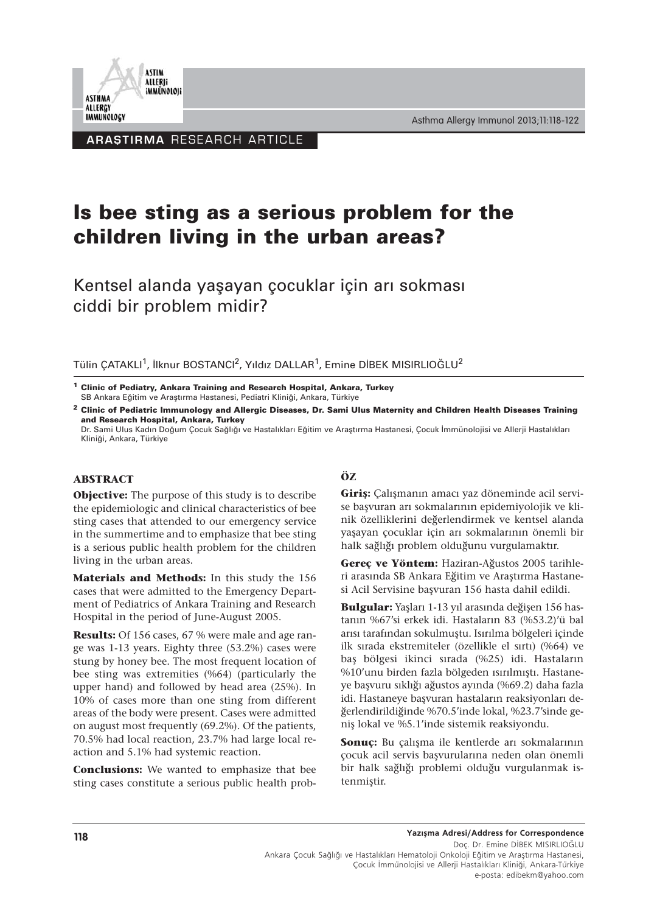ARAŞTIRMA RESEARCH ARTICLE

# Is bee sting as a serious problem for the children living in the urban areas?

## Kentsel alanda yaşayan çocuklar için arı sokması ciddi bir problem midir?

Tülin ÇATAKLI[1], İlknur BOSTANCI[2], Yıldız DALLAR[1], Emine DİBEK MISIRLIOĞLU[2]

[1] **Clinic of Pediatry, Ankara Training and Research Hospital, Ankara, Turkey**
SB Ankara Eğitim ve Araştırma Hastanesi, Pediatri Kliniği, Ankara, Türkiye

[2] **Clinic of Pediatric Immunology and Allergic Diseases, Dr. Sami Ulus Maternity and Children Health Diseases Training and Research Hospital, Ankara, Turkey**
Dr. Sami Ulus Kadın Doğum Çocuk Sağlığı ve Hastalıkları Eğitim ve Araştırma Hastanesi, Çocuk İmmünolojisi ve Allerji Hastalıkları Kliniği, Ankara, Türkiye

### ABSTRACT

**Objective:** The purpose of this study is to describe the epidemiologic and clinical characteristics of bee sting cases that attended to our emergency service in the summertime and to emphasize that bee sting is a serious public health problem for the children living in the urban areas.

**Materials and Methods:** In this study the 156 cases that were admitted to the Emergency Department of Pediatrics of Ankara Training and Research Hospital in the period of June-August 2005.

**Results:** Of 156 cases, 67 % were male and age range was 1-13 years. Eighty three (53.2%) cases were stung by honey bee. The most frequent location of bee sting was extremities (%64) (particularly the upper hand) and followed by head area (25%). In 10% of cases more than one sting from different areas of the body were present. Cases were admitted on august most frequently (69.2%). Of the patients, 70.5% had local reaction, 23.7% had large local reaction and 5.1% had systemic reaction.

**Conclusions:** We wanted to emphasize that bee sting cases constitute a serious public health prob-

### ÖZ

**Giriş:** Çalışmanın amacı yaz döneminde acil servise başvuran arı sokmalarının epidemiyolojik ve klinik özelliklerini değerlendirmek ve kentsel alanda yaşayan çocuklar için arı sokmalarının önemli bir halk sağlığı problem olduğunu vurgulamaktır.

**Gereç ve Yöntem:** Haziran-Ağustos 2005 tarihleri arasında SB Ankara Eğitim ve Araştırma Hastanesi Acil Servisine başvuran 156 hasta dahil edildi.

**Bulgular:** Yaşları 1-13 yıl arasında değişen 156 hastanın %67'si erkek idi. Hastaların 83 (%53.2)'ü bal arısı tarafından sokulmuştu. Isırılma bölgeleri içinde ilk sırada ekstremiteler (özellikle el sırtı) (%64) ve baş bölgesi ikinci sırada (%25) idi. Hastaların %10'unu birden fazla bölgeden ısırılmıştı. Hastaneye başvuru sıklığı ağustos ayında (%69.2) daha fazla idi. Hastaneye başvuran hastaların reaksiyonları değerlendirildiğinde %70.5'inde lokal, %23.7'sinde geniş lokal ve %5.1'inde sistemik reaksiyondu.

**Sonuç:** Bu çalışma ile kentlerde arı sokmalarının çocuk acil servis başvurularına neden olan önemli bir halk sağlığı problemi olduğu vurgulanmak istenmiştir.

**Yazışma Adresi/Address for Correspondence**
Doç. Dr. Emine DİBEK MISIRLIOĞLU
Ankara Çocuk Sağlığı ve Hastalıkları Hematoloji Onkoloji Eğitim ve Araştırma Hastanesi, Çocuk İmmünolojisi ve Allerji Hastalıkları Kliniği, Ankara-Türkiye
e-posta: edibekm@yahoo.com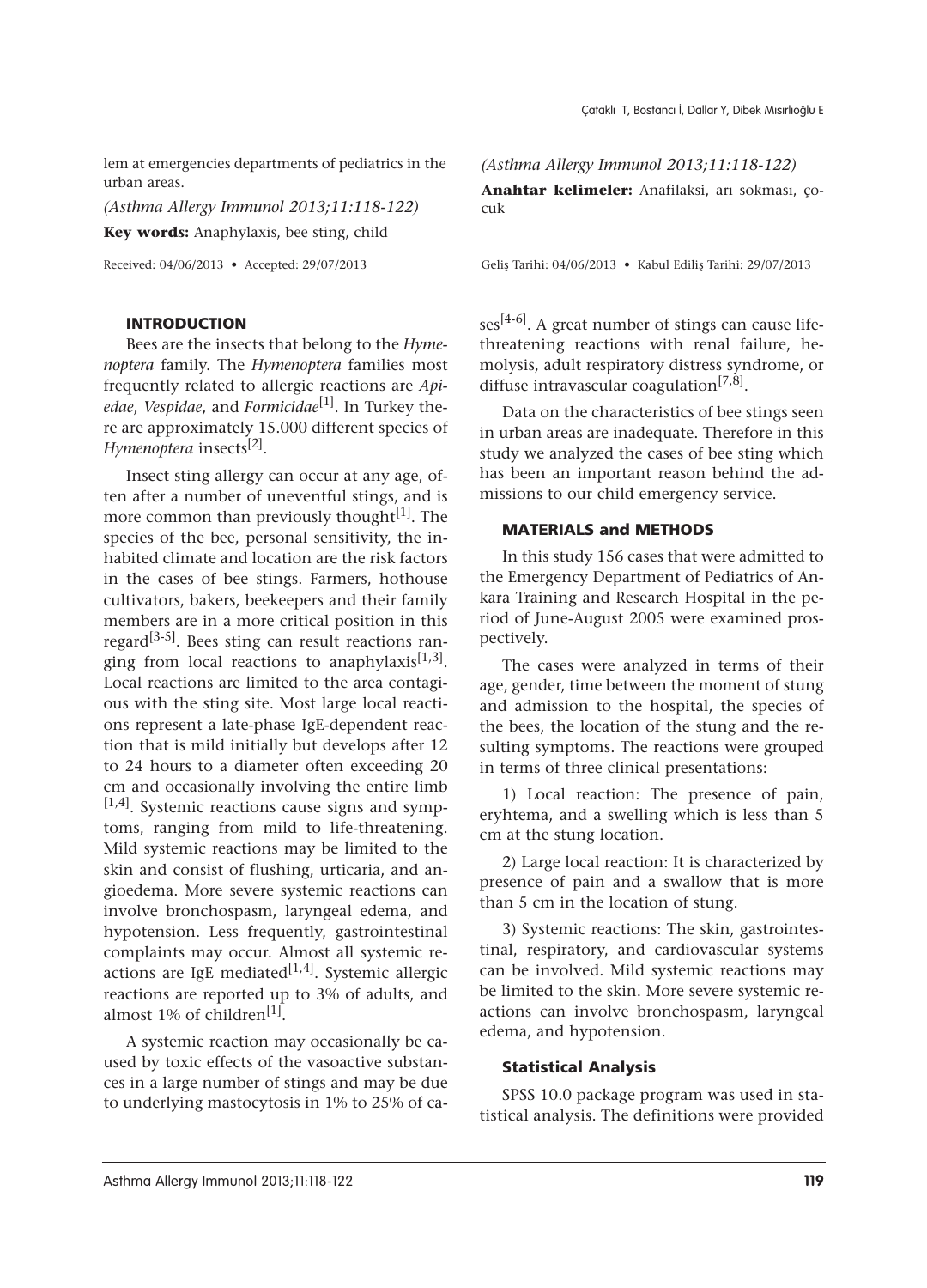lem at emergencies departments of pediatrics in the urban areas.

*(Asthma Allergy Immunol 2013;11:118-122)*

**Key words:** Anaphylaxis, bee sting, child

Received: 04/06/2013 • Accepted: 29/07/2013

*(Asthma Allergy Immunol 2013;11:118-122)*

**Anahtar kelimeler:** Anafilaksi, arı sokması, çocuk

Geliş Tarihi: 04/06/2013 • Kabul Ediliş Tarihi: 29/07/2013

## INTRODUCTION

Bees are the insects that belong to the *Hymenoptera* family. The *Hymenoptera* families most frequently related to allergic reactions are *Apiedae*, *Vespidae*, and *Formicidae*[1]. In Turkey there are approximately 15.000 different species of *Hymenoptera* insects[2].

Insect sting allergy can occur at any age, often after a number of uneventful stings, and is more common than previously thought[1]. The species of the bee, personal sensitivity, the inhabited climate and location are the risk factors in the cases of bee stings. Farmers, hothouse cultivators, bakers, beekeepers and their family members are in a more critical position in this regard[3-5]. Bees sting can result reactions ranging from local reactions to anaphylaxis[1,3]. Local reactions are limited to the area contagious with the sting site. Most large local reactions represent a late-phase IgE-dependent reaction that is mild initially but develops after 12 to 24 hours to a diameter often exceeding 20 cm and occasionally involving the entire limb [1,4]. Systemic reactions cause signs and symptoms, ranging from mild to life-threatening. Mild systemic reactions may be limited to the skin and consist of flushing, urticaria, and angioedema. More severe systemic reactions can involve bronchospasm, laryngeal edema, and hypotension. Less frequently, gastrointestinal complaints may occur. Almost all systemic reactions are IgE mediated[1,4]. Systemic allergic reactions are reported up to 3% of adults, and almost 1% of children[1].

A systemic reaction may occasionally be caused by toxic effects of the vasoactive substances in a large number of stings and may be due to underlying mastocytosis in 1% to 25% of cases[4-6]. A great number of stings can cause life-threatening reactions with renal failure, hemolysis, adult respiratory distress syndrome, or diffuse intravascular coagulation[7,8].

Data on the characteristics of bee stings seen in urban areas are inadequate. Therefore in this study we analyzed the cases of bee sting which has been an important reason behind the admissions to our child emergency service.

## MATERIALS and METHODS

In this study 156 cases that were admitted to the Emergency Department of Pediatrics of Ankara Training and Research Hospital in the period of June-August 2005 were examined prospectively.

The cases were analyzed in terms of their age, gender, time between the moment of stung and admission to the hospital, the species of the bees, the location of the stung and the resulting symptoms. The reactions were grouped in terms of three clinical presentations:

1) Local reaction: The presence of pain, eryhtema, and a swelling which is less than 5 cm at the stung location.

2) Large local reaction: It is characterized by presence of pain and a swallow that is more than 5 cm in the location of stung.

3) Systemic reactions: The skin, gastrointestinal, respiratory, and cardiovascular systems can be involved. Mild systemic reactions may be limited to the skin. More severe systemic reactions can involve bronchospasm, laryngeal edema, and hypotension.

### Statistical Analysis

SPSS 10.0 package program was used in statistical analysis. The definitions were provided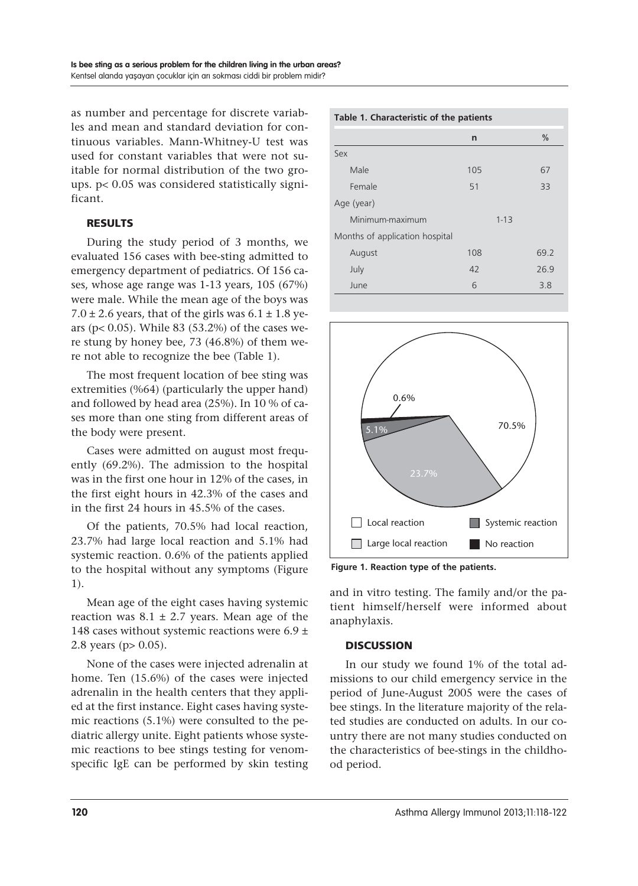as number and percentage for discrete variables and mean and standard deviation for continuous variables. Mann-Whitney-U test was used for constant variables that were not suitable for normal distribution of the two groups. $p < 0.05$ was considered statistically significant.

## RESULTS

During the study period of 3 months, we evaluated 156 cases with bee-sting admitted to emergency department of pediatrics. Of 156 cases, whose age range was 1-13 years, 105 (67%) were male. While the mean age of the boys was $7.0 \pm 2.6$ years, that of the girls was $6.1 \pm 1.8$ years ($p < 0.05$). While 83 (53.2%) of the cases were stung by honey bee, 73 (46.8%) of them were not able to recognize the bee (Table 1).

The most frequent location of bee sting was extremities (%64) (particularly the upper hand) and followed by head area (25%). In 10 % of cases more than one sting from different areas of the body were present.

Cases were admitted on august most frequently (69.2%). The admission to the hospital was in the first one hour in 12% of the cases, in the first eight hours in 42.3% of the cases and in the first 24 hours in 45.5% of the cases.

Of the patients, 70.5% had local reaction, 23.7% had large local reaction and 5.1% had systemic reaction. 0.6% of the patients applied to the hospital without any symptoms (Figure 1).

Mean age of the eight cases having systemic reaction was $8.1 \pm 2.7$ years. Mean age of the 148 cases without systemic reactions were $6.9 \pm 2.8$ years ($p > 0.05$).

None of the cases were injected adrenalin at home. Ten (15.6%) of the cases were injected adrenalin in the health centers that they applied at the first instance. Eight cases having systemic reactions (5.1%) were consulted to the pediatric allergy unite. Eight patients whose systemic reactions to bee stings testing for venom-specific IgE can be performed by skin testing and in vitro testing. The family and/or the patient himself/herself were informed about anaphylaxis.

**Table 1. Characteristic of the patients**

| | n | % |
|---|---|---|
| Sex | | |
| Male | 105 | 67 |
| Female | 51 | 33 |
| Age (year) | | |
| Minimum-maximum | 1-13 | |
| Months of application hospital | | |
| August | 108 | 69.2 |
| July | 42 | 26.9 |
| June | 6 | 3.8 |

**Figure 1. Reaction type of the patients.**

## DISCUSSION

In our study we found 1% of the total admissions to our child emergency service in the period of June-August 2005 were the cases of bee stings. In the literature majority of the related studies are conducted on adults. In our country there are not many studies conducted on the characteristics of bee-stings in the childhood period.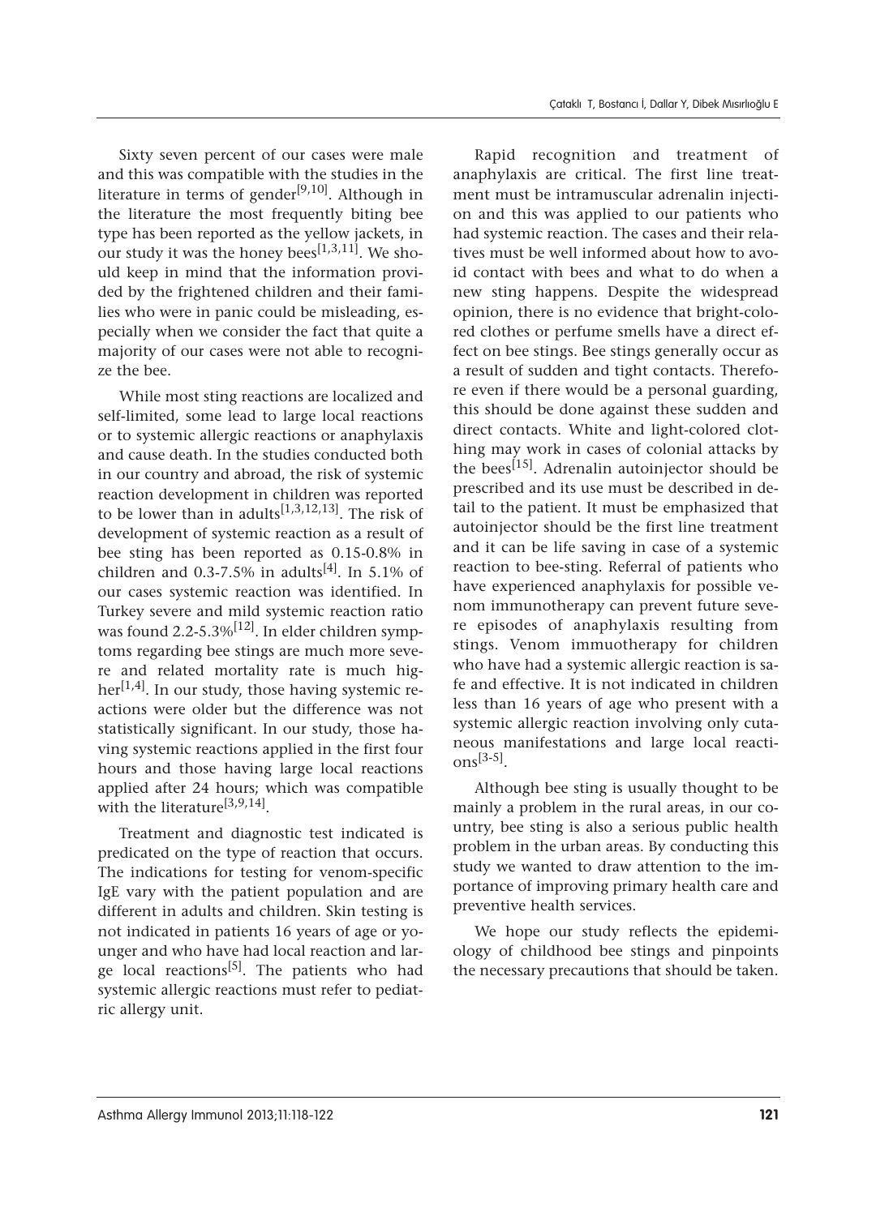Sixty seven percent of our cases were male and this was compatible with the studies in the literature in terms of gender[9,10]. Although in the literature the most frequently biting bee type has been reported as the yellow jackets, in our study it was the honey bees[1,3,11]. We should keep in mind that the information provided by the frightened children and their families who were in panic could be misleading, especially when we consider the fact that quite a majority of our cases were not able to recognize the bee.

While most sting reactions are localized and self-limited, some lead to large local reactions or to systemic allergic reactions or anaphylaxis and cause death. In the studies conducted both in our country and abroad, the risk of systemic reaction development in children was reported to be lower than in adults[1,3,12,13]. The risk of development of systemic reaction as a result of bee sting has been reported as 0.15-0.8% in children and 0.3-7.5% in adults[4]. In 5.1% of our cases systemic reaction was identified. In Turkey severe and mild systemic reaction ratio was found 2.2-5.3%[12]. In elder children symptoms regarding bee stings are much more severe and related mortality rate is much higher[1,4]. In our study, those having systemic reactions were older but the difference was not statistically significant. In our study, those having systemic reactions applied in the first four hours and those having large local reactions applied after 24 hours; which was compatible with the literature[3,9,14].

Treatment and diagnostic test indicated is predicated on the type of reaction that occurs. The indications for testing for venom-specific IgE vary with the patient population and are different in adults and children. Skin testing is not indicated in patients 16 years of age or younger and who have had local reaction and large local reactions[5]. The patients who had systemic allergic reactions must refer to pediatric allergy unit.

Rapid recognition and treatment of anaphylaxis are critical. The first line treatment must be intramuscular adrenalin injection and this was applied to our patients who had systemic reaction. The cases and their relatives must be well informed about how to avoid contact with bees and what to do when a new sting happens. Despite the widespread opinion, there is no evidence that bright-colored clothes or perfume smells have a direct effect on bee stings. Bee stings generally occur as a result of sudden and tight contacts. Therefore even if there would be a personal guarding, this should be done against these sudden and direct contacts. White and light-colored clothing may work in cases of colonial attacks by the bees[15]. Adrenalin autoinjector should be prescribed and its use must be described in detail to the patient. It must be emphasized that autoinjector should be the first line treatment and it can be life saving in case of a systemic reaction to bee-sting. Referral of patients who have experienced anaphylaxis for possible venom immunotherapy can prevent future severe episodes of anaphylaxis resulting from stings. Venom immuotherapy for children who have had a systemic allergic reaction is safe and effective. It is not indicated in children less than 16 years of age who present with a systemic allergic reaction involving only cutaneous manifestations and large local reactions[3-5].

Although bee sting is usually thought to be mainly a problem in the rural areas, in our country, bee sting is also a serious public health problem in the urban areas. By conducting this study we wanted to draw attention to the importance of improving primary health care and preventive health services.

We hope our study reflects the epidemiology of childhood bee stings and pinpoints the necessary precautions that should be taken.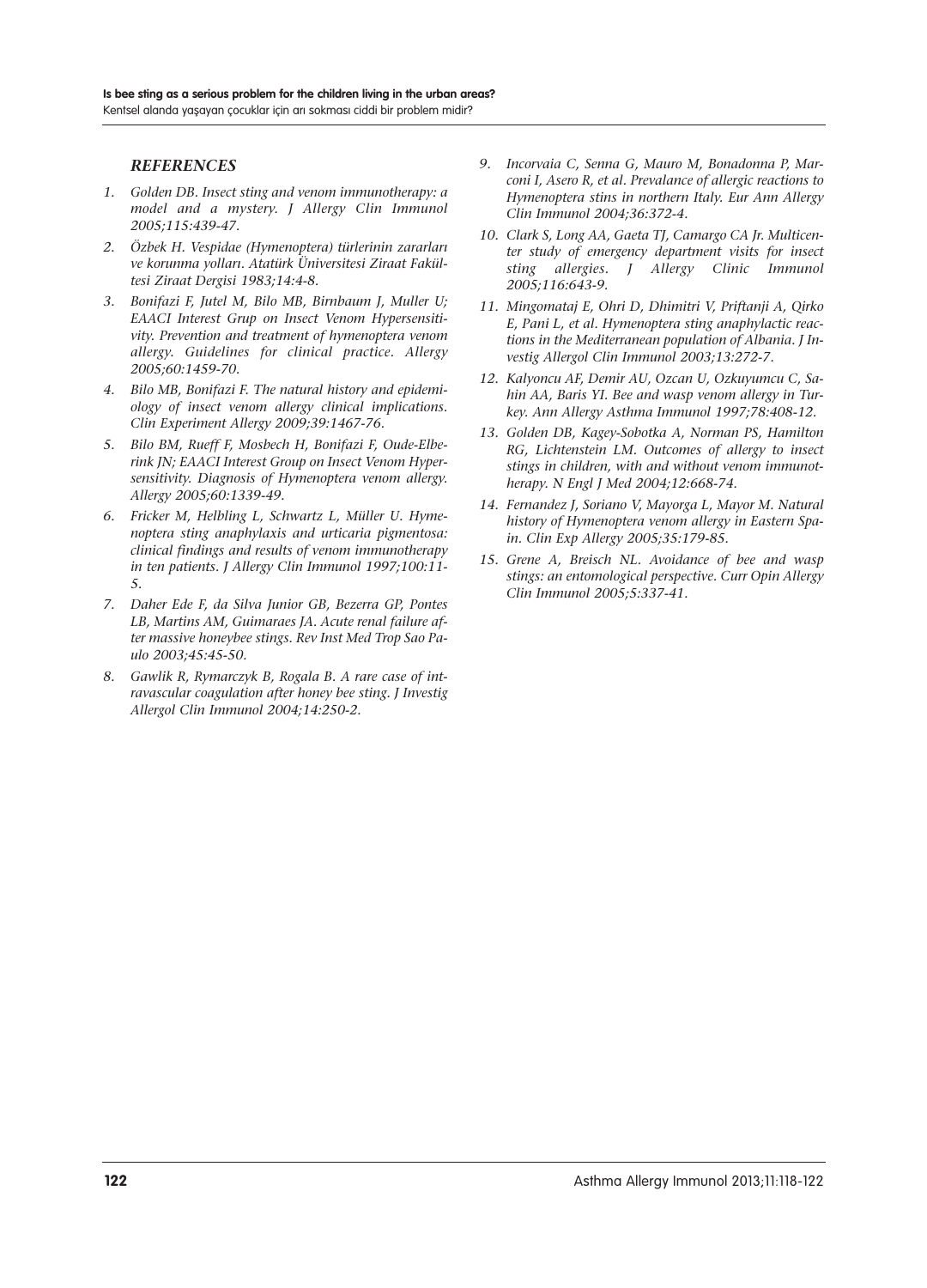## *REFERENCES*

1. *Golden DB. Insect sting and venom immunotherapy: a model and a mystery. J Allergy Clin Immunol 2005;115:439-47.*
2. *Özbek H. Vespidae (Hymenoptera) türlerinin zararları ve korunma yolları. Atatürk Üniversitesi Ziraat Fakültesi Ziraat Dergisi 1983;14:4-8.*
3. *Bonifazi F, Jutel M, Bilo MB, Birnbaum J, Muller U; EAACI Interest Grup on Insect Venom Hypersensitivity. Prevention and treatment of hymenoptera venom allergy. Guidelines for clinical practice. Allergy 2005;60:1459-70.*
4. *Bilo MB, Bonifazi F. The natural history and epidemiology of insect venom allergy clinical implications. Clin Experiment Allergy 2009;39:1467-76.*
5. *Bilo BM, Rueff F, Mosbech H, Bonifazi F, Oude-Elberink JN; EAACI Interest Group on Insect Venom Hypersensitivity. Diagnosis of Hymenoptera venom allergy. Allergy 2005;60:1339-49.*
6. *Fricker M, Helbling L, Schwartz L, Müller U. Hymenoptera sting anaphylaxis and urticaria pigmentosa: clinical findings and results of venom immunotherapy in ten patients. J Allergy Clin Immunol 1997;100:11-5.*
7. *Daher Ede F, da Silva Junior GB, Bezerra GP, Pontes LB, Martins AM, Guimaraes JA. Acute renal failure after massive honeybee stings. Rev Inst Med Trop Sao Paulo 2003;45:45-50.*
8. *Gawlik R, Rymarczyk B, Rogala B. A rare case of intravascular coagulation after honey bee sting. J Investig Allergol Clin Immunol 2004;14:250-2.*
9. *Incorvaia C, Senna G, Mauro M, Bonadonna P, Marconi I, Asero R, et al. Prevalance of allergic reactions to Hymenoptera stins in northern Italy. Eur Ann Allergy Clin Immunol 2004;36:372-4.*
10. *Clark S, Long AA, Gaeta TJ, Camargo CA Jr. Multicenter study of emergency department visits for insect sting allergies. J Allergy Clinic Immunol 2005;116:643-9.*
11. *Mingomataj E, Ohri D, Dhimitri V, Priftanji A, Qirko E, Pani L, et al. Hymenoptera sting anaphylactic reactions in the Mediterranean population of Albania. J Investig Allergol Clin Immunol 2003;13:272-7.*
12. *Kalyoncu AF, Demir AU, Ozcan U, Ozkuyumcu C, Sahin AA, Baris YI. Bee and wasp venom allergy in Turkey. Ann Allergy Asthma Immunol 1997;78:408-12.*
13. *Golden DB, Kagey-Sobotka A, Norman PS, Hamilton RG, Lichtenstein LM. Outcomes of allergy to insect stings in children, with and without venom immunotherapy. N Engl J Med 2004;12:668-74.*
14. *Fernandez J, Soriano V, Mayorga L, Mayor M. Natural history of Hymenoptera venom allergy in Eastern Spain. Clin Exp Allergy 2005;35:179-85.*
15. *Grene A, Breisch NL. Avoidance of bee and wasp stings: an entomological perspective. Curr Opin Allergy Clin Immunol 2005;5:337-41.*